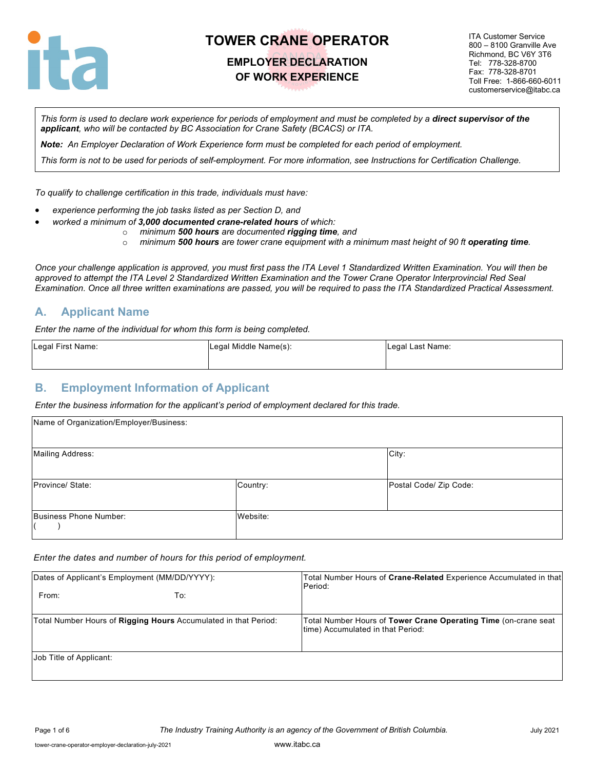# TOWER CRANE OPERATOR

## EMPLOYER DECLARATION OF WORK EXPERIENCE

ITA Customer Service
800 – 8100 Granville Ave
Richmond, BC V6Y 3T6
Tel: 778-328-8700
Fax: 778-328-8701
Toll Free: 1-866-660-6011
customerservice@itabc.ca

*This form is used to declare work experience for periods of employment and must be completed by a* ***direct supervisor of the applicant****, who will be contacted by BC Association for Crane Safety (BCACS) or ITA.*

***Note:*** *An Employer Declaration of Work Experience form must be completed for each period of employment.*

*This form is not to be used for periods of self-employment. For more information, see Instructions for Certification Challenge.*

*To qualify to challenge certification in this trade, individuals must have:*

- *experience performing the job tasks listed as per Section D, and*
- *worked a minimum of* ***3,000 documented crane-related hours*** *of which:*
  - *minimum* ***500 hours*** *are documented* ***rigging time****, and*
  - *minimum* ***500 hours*** *are tower crane equipment with a minimum mast height of 90 ft* ***operating time****.*

*Once your challenge application is approved, you must first pass the ITA Level 1 Standardized Written Examination. You will then be approved to attempt the ITA Level 2 Standardized Written Examination and the Tower Crane Operator Interprovincial Red Seal Examination. Once all three written examinations are passed, you will be required to pass the ITA Standardized Practical Assessment.*

## A. Applicant Name

*Enter the name of the individual for whom this form is being completed.*

| Legal First Name: | Legal Middle Name(s): | Legal Last Name: |
|---|---|---|
| | | |

## B. Employment Information of Applicant

*Enter the business information for the applicant's period of employment declared for this trade.*

| Name of Organization/Employer/Business: | | |
|---|---|---|
| Mailing Address: | | City: |
| Province/ State: | Country: | Postal Code/ Zip Code: |
| Business Phone Number: ( ) | Website: | |

*Enter the dates and number of hours for this period of employment.*

| Dates of Applicant's Employment (MM/DD/YYYY): From: To: | Total Number Hours of **Crane-Related** Experience Accumulated in that Period: |
|---|---|
| Total Number Hours of **Rigging Hours** Accumulated in that Period: | Total Number Hours of **Tower Crane Operating Time** (on-crane seat time) Accumulated in that Period: |
| Job Title of Applicant: | |

The Industry Training Authority is an agency of the Government of British Columbia.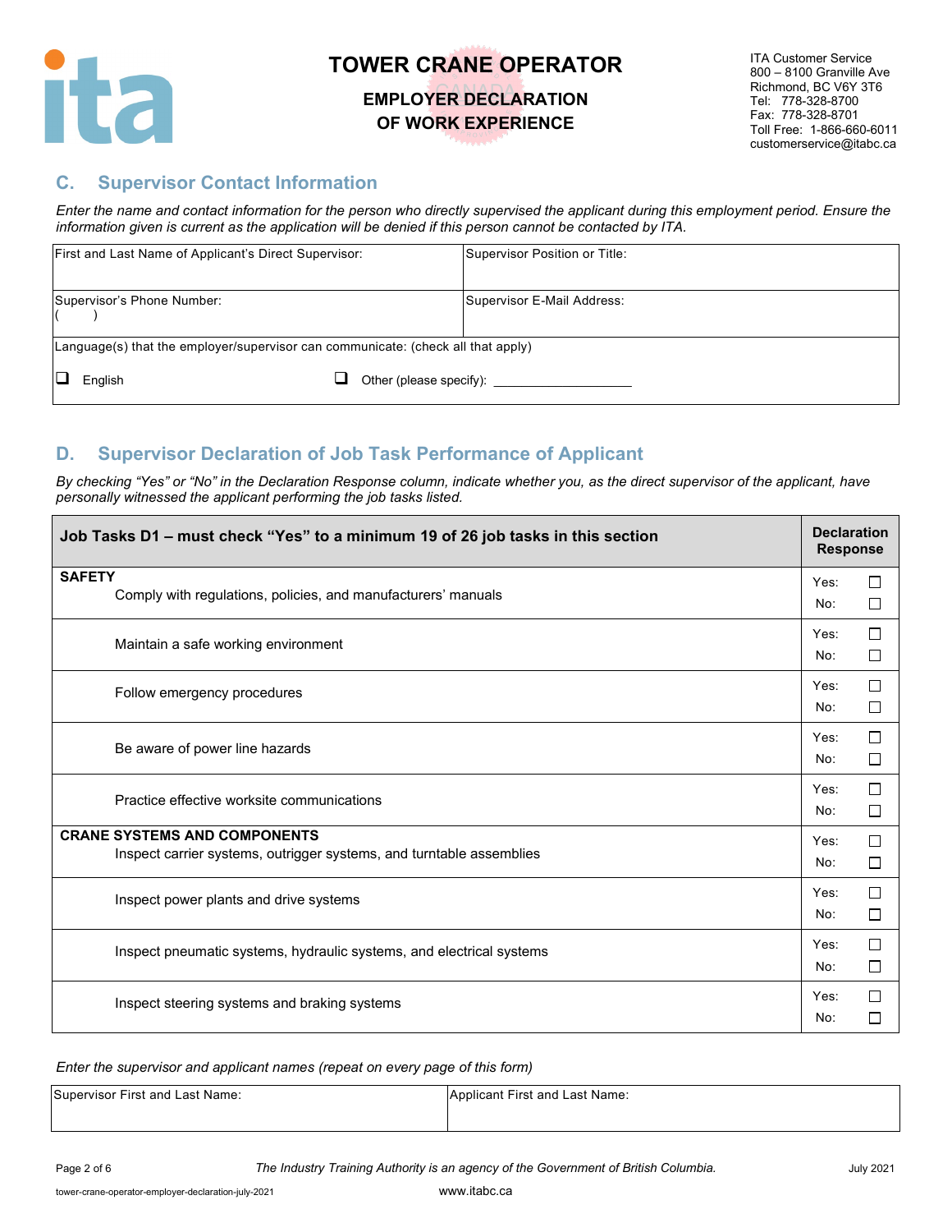# TOWER CRANE OPERATOR

## EMPLOYER DECLARATION OF WORK EXPERIENCE

ITA Customer Service
800 – 8100 Granville Ave
Richmond, BC V6Y 3T6
Tel: 778-328-8700
Fax: 778-328-8701
Toll Free: 1-866-660-6011
customerservice@itabc.ca

## C. Supervisor Contact Information

*Enter the name and contact information for the person who directly supervised the applicant during this employment period. Ensure the information given is current as the application will be denied if this person cannot be contacted by ITA.*

| First and Last Name of Applicant's Direct Supervisor: | Supervisor Position or Title: |
|---|---|
| Supervisor's Phone Number: ( ) | Supervisor E-Mail Address: |
| Language(s) that the employer/supervisor can communicate: (check all that apply) ☐ English ☐ Other (please specify): ____________ | |

## D. Supervisor Declaration of Job Task Performance of Applicant

*By checking "Yes" or "No" in the Declaration Response column, indicate whether you, as the direct supervisor of the applicant, have personally witnessed the applicant performing the job tasks listed.*

| Job Tasks D1 – must check "Yes" to a minimum 19 of 26 job tasks in this section | Declaration Response |
|---|---|
| **SAFETY** | |
| Comply with regulations, policies, and manufacturers' manuals | Yes: ☐ No: ☐ |
| Maintain a safe working environment | Yes: ☐ No: ☐ |
| Follow emergency procedures | Yes: ☐ No: ☐ |
| Be aware of power line hazards | Yes: ☐ No: ☐ |
| Practice effective worksite communications | Yes: ☐ No: ☐ |
| **CRANE SYSTEMS AND COMPONENTS** | |
| Inspect carrier systems, outrigger systems, and turntable assemblies | Yes: ☐ No: ☐ |
| Inspect power plants and drive systems | Yes: ☐ No: ☐ |
| Inspect pneumatic systems, hydraulic systems, and electrical systems | Yes: ☐ No: ☐ |
| Inspect steering systems and braking systems | Yes: ☐ No: ☐ |

*Enter the supervisor and applicant names (repeat on every page of this form)*

| Supervisor First and Last Name: | Applicant First and Last Name: |
|---|---|
| | |

*The Industry Training Authority is an agency of the Government of British Columbia.*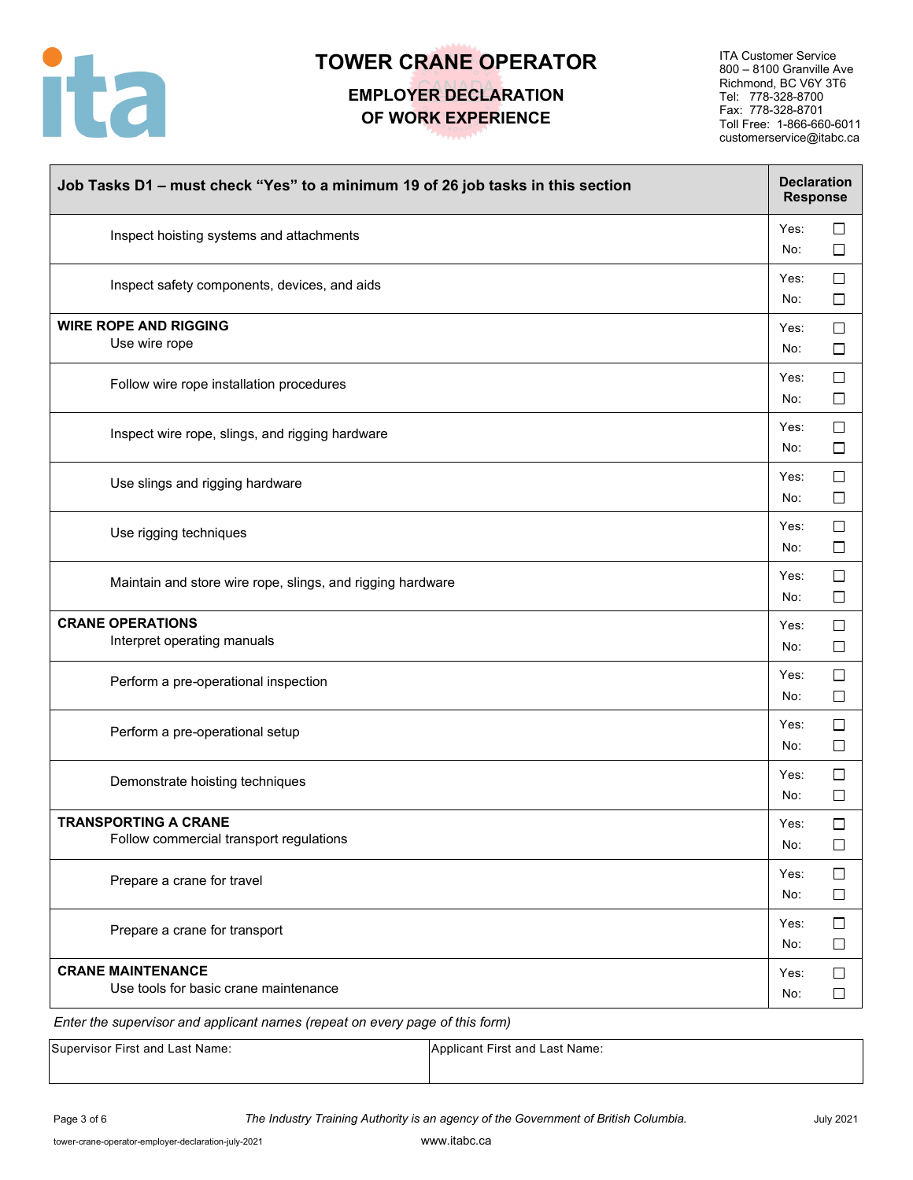# TOWER CRANE OPERATOR

## EMPLOYER DECLARATION OF WORK EXPERIENCE

ITA Customer Service
800 – 8100 Granville Ave
Richmond, BC V6Y 3T6
Tel: 778-328-8700
Fax: 778-328-8701
Toll Free: 1-866-660-6011
customerservice@itabc.ca

| Job Tasks D1 – must check "Yes" to a minimum 19 of 26 job tasks in this section | Declaration Response |
|---|---|
| Inspect hoisting systems and attachments | Yes: ☐ No: ☐ |
| Inspect safety components, devices, and aids | Yes: ☐ No: ☐ |
| **WIRE ROPE AND RIGGING** Use wire rope | Yes: ☐ No: ☐ |
| Follow wire rope installation procedures | Yes: ☐ No: ☐ |
| Inspect wire rope, slings, and rigging hardware | Yes: ☐ No: ☐ |
| Use slings and rigging hardware | Yes: ☐ No: ☐ |
| Use rigging techniques | Yes: ☐ No: ☐ |
| Maintain and store wire rope, slings, and rigging hardware | Yes: ☐ No: ☐ |
| **CRANE OPERATIONS** Interpret operating manuals | Yes: ☐ No: ☐ |
| Perform a pre-operational inspection | Yes: ☐ No: ☐ |
| Perform a pre-operational setup | Yes: ☐ No: ☐ |
| Demonstrate hoisting techniques | Yes: ☐ No: ☐ |
| **TRANSPORTING A CRANE** Follow commercial transport regulations | Yes: ☐ No: ☐ |
| Prepare a crane for travel | Yes: ☐ No: ☐ |
| Prepare a crane for transport | Yes: ☐ No: ☐ |
| **CRANE MAINTENANCE** Use tools for basic crane maintenance | Yes: ☐ No: ☐ |

*Enter the supervisor and applicant names (repeat on every page of this form)*

| Supervisor First and Last Name: | Applicant First and Last Name: |
|---|---|
| | |

*The Industry Training Authority is an agency of the Government of British Columbia.*

www.itabc.ca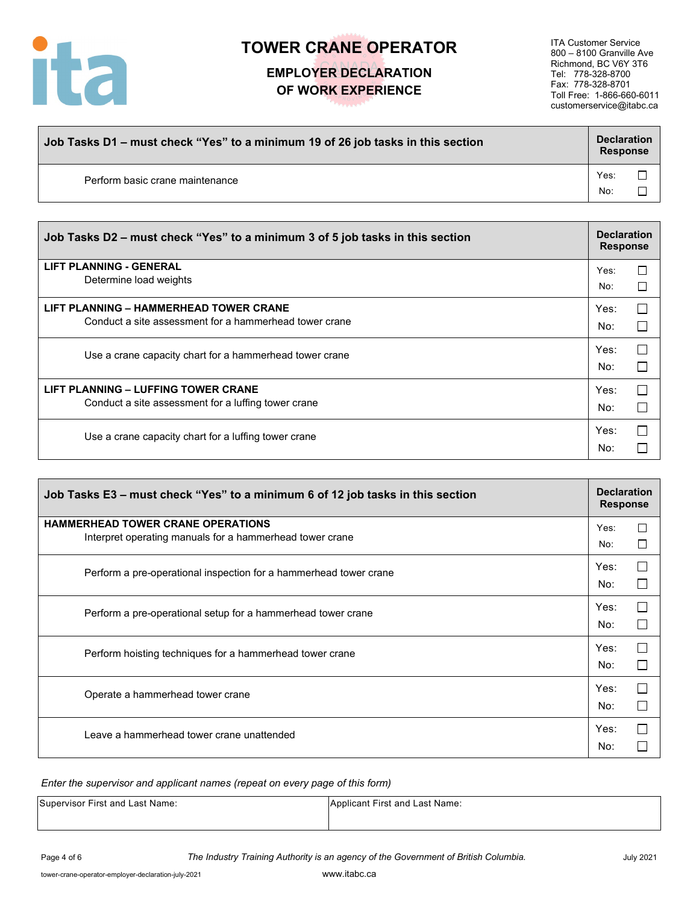# TOWER CRANE OPERATOR

## EMPLOYER DECLARATION OF WORK EXPERIENCE

ITA Customer Service
800 – 8100 Granville Ave
Richmond, BC V6Y 3T6
Tel: 778-328-8700
Fax: 778-328-8701
Toll Free: 1-866-660-6011
customerservice@itabc.ca

| Job Tasks D1 – must check "Yes" to a minimum 19 of 26 job tasks in this section | Declaration Response |
|---|---|
| Perform basic crane maintenance | Yes: ☐ No: ☐ |

| Job Tasks D2 – must check "Yes" to a minimum 3 of 5 job tasks in this section | Declaration Response |
|---|---|
| **LIFT PLANNING - GENERAL** Determine load weights | Yes: ☐ No: ☐ |
| **LIFT PLANNING – HAMMERHEAD TOWER CRANE** Conduct a site assessment for a hammerhead tower crane | Yes: ☐ No: ☐ |
| Use a crane capacity chart for a hammerhead tower crane | Yes: ☐ No: ☐ |
| **LIFT PLANNING – LUFFING TOWER CRANE** Conduct a site assessment for a luffing tower crane | Yes: ☐ No: ☐ |
| Use a crane capacity chart for a luffing tower crane | Yes: ☐ No: ☐ |

| Job Tasks E3 – must check "Yes" to a minimum 6 of 12 job tasks in this section | Declaration Response |
|---|---|
| **HAMMERHEAD TOWER CRANE OPERATIONS** Interpret operating manuals for a hammerhead tower crane | Yes: ☐ No: ☐ |
| Perform a pre-operational inspection for a hammerhead tower crane | Yes: ☐ No: ☐ |
| Perform a pre-operational setup for a hammerhead tower crane | Yes: ☐ No: ☐ |
| Perform hoisting techniques for a hammerhead tower crane | Yes: ☐ No: ☐ |
| Operate a hammerhead tower crane | Yes: ☐ No: ☐ |
| Leave a hammerhead tower crane unattended | Yes: ☐ No: ☐ |

*Enter the supervisor and applicant names (repeat on every page of this form)*

| Supervisor First and Last Name: | Applicant First and Last Name: |
|---|---|
| | |

*The Industry Training Authority is an agency of the Government of British Columbia.*

July 2021

tower-crane-operator-employer-declaration-july-2021

www.itabc.ca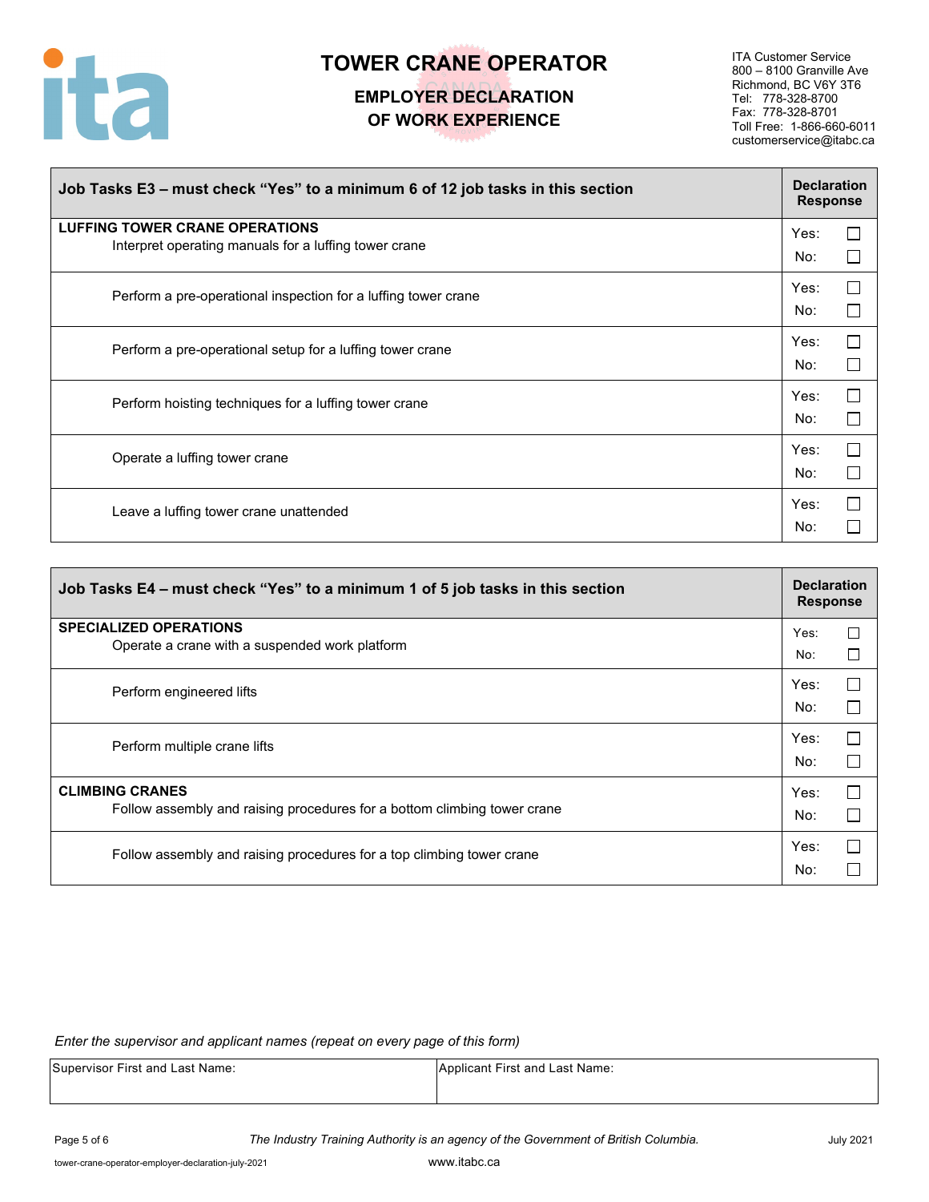# TOWER CRANE OPERATOR

## EMPLOYER DECLARATION OF WORK EXPERIENCE

ITA Customer Service
800 – 8100 Granville Ave
Richmond, BC V6Y 3T6
Tel: 778-328-8700
Fax: 778-328-8701
Toll Free: 1-866-660-6011
customerservice@itabc.ca

| Job Tasks E3 – must check "Yes" to a minimum 6 of 12 job tasks in this section | Declaration Response |
|---|---|
| **LUFFING TOWER CRANE OPERATIONS**<br>Interpret operating manuals for a luffing tower crane | Yes: ☐<br>No: ☐ |
| Perform a pre-operational inspection for a luffing tower crane | Yes: ☐<br>No: ☐ |
| Perform a pre-operational setup for a luffing tower crane | Yes: ☐<br>No: ☐ |
| Perform hoisting techniques for a luffing tower crane | Yes: ☐<br>No: ☐ |
| Operate a luffing tower crane | Yes: ☐<br>No: ☐ |
| Leave a luffing tower crane unattended | Yes: ☐<br>No: ☐ |

| Job Tasks E4 – must check "Yes" to a minimum 1 of 5 job tasks in this section | Declaration Response |
|---|---|
| **SPECIALIZED OPERATIONS**<br>Operate a crane with a suspended work platform | Yes: ☐<br>No: ☐ |
| Perform engineered lifts | Yes: ☐<br>No: ☐ |
| Perform multiple crane lifts | Yes: ☐<br>No: ☐ |
| **CLIMBING CRANES**<br>Follow assembly and raising procedures for a bottom climbing tower crane | Yes: ☐<br>No: ☐ |
| Follow assembly and raising procedures for a top climbing tower crane | Yes: ☐<br>No: ☐ |

*Enter the supervisor and applicant names (repeat on every page of this form)*

| Supervisor First and Last Name: | Applicant First and Last Name: |
|---|---|
| | |

*The Industry Training Authority is an agency of the Government of British Columbia.*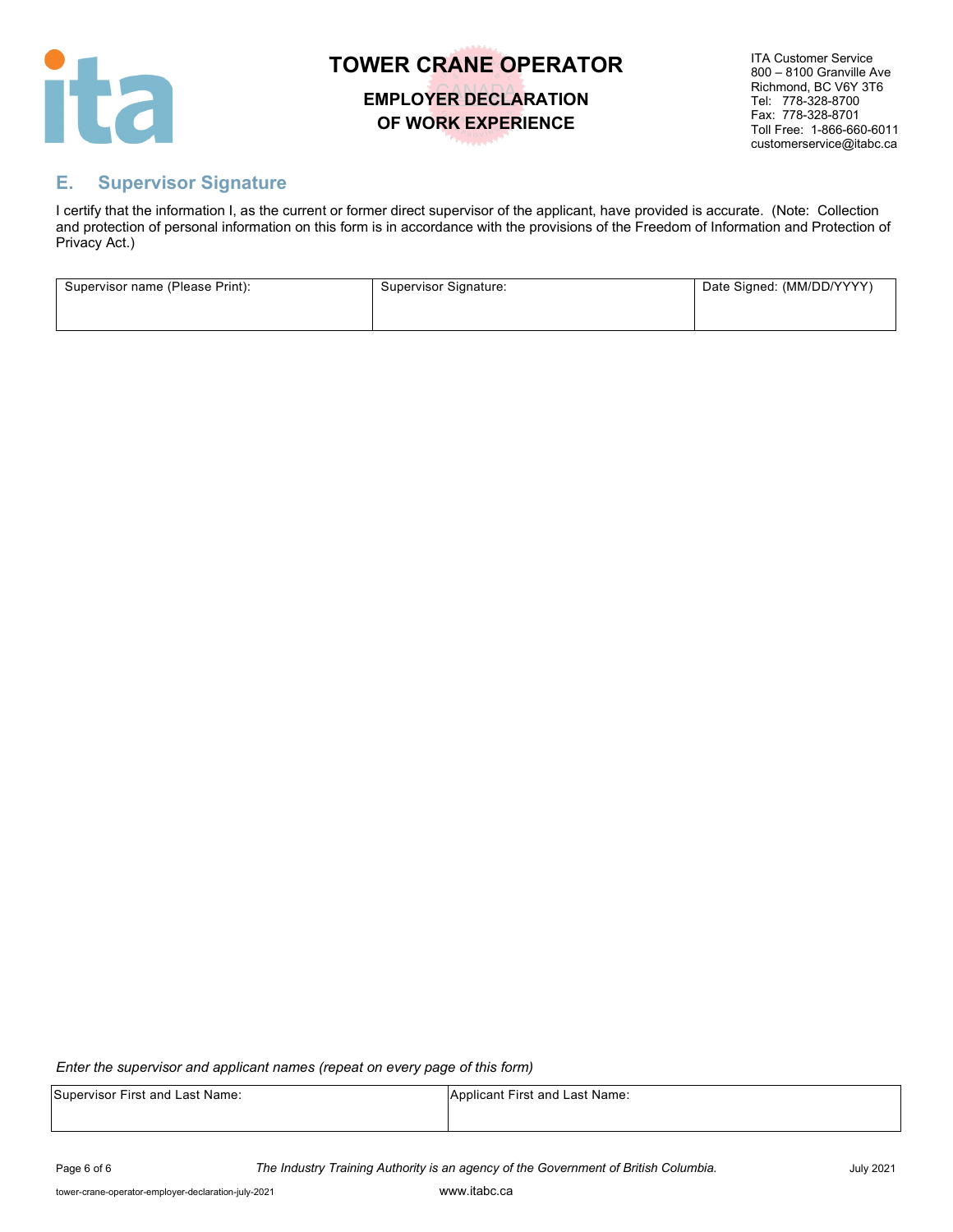## E. Supervisor Signature

I certify that the information I, as the current or former direct supervisor of the applicant, have provided is accurate. (Note: Collection and protection of personal information on this form is in accordance with the provisions of the Freedom of Information and Protection of Privacy Act.)

| Supervisor name (Please Print): | Supervisor Signature: | Date Signed: (MM/DD/YYYY) |
|---|---|---|
| | | |

*Enter the supervisor and applicant names (repeat on every page of this form)*

| Supervisor First and Last Name: | Applicant First and Last Name: |
|---|---|
| | |